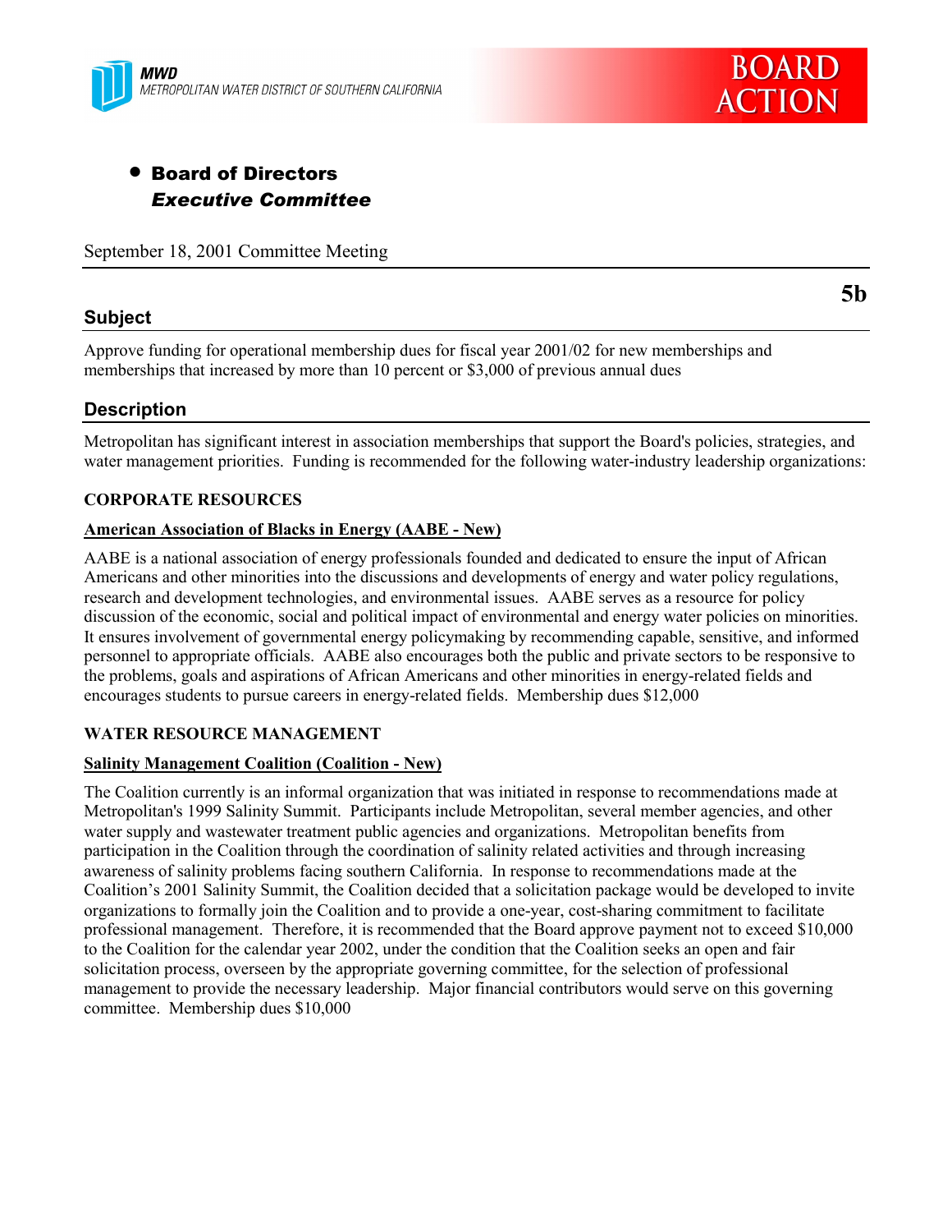MWD
METROPOLITAN WATER DISTRICT OF SOUTHERN CALIFORNIA

**BOARD ACTION**

- **Board of Directors**
  ***Executive Committee***

September 18, 2001 Committee Meeting

**5b**

## Subject

Approve funding for operational membership dues for fiscal year 2001/02 for new memberships and memberships that increased by more than 10 percent or $3,000 of previous annual dues

## Description

Metropolitan has significant interest in association memberships that support the Board's policies, strategies, and water management priorities. Funding is recommended for the following water-industry leadership organizations:

**CORPORATE RESOURCES**

**American Association of Blacks in Energy (AABE - New)**

AABE is a national association of energy professionals founded and dedicated to ensure the input of African Americans and other minorities into the discussions and developments of energy and water policy regulations, research and development technologies, and environmental issues. AABE serves as a resource for policy discussion of the economic, social and political impact of environmental and energy water policies on minorities. It ensures involvement of governmental energy policymaking by recommending capable, sensitive, and informed personnel to appropriate officials. AABE also encourages both the public and private sectors to be responsive to the problems, goals and aspirations of African Americans and other minorities in energy-related fields and encourages students to pursue careers in energy-related fields. Membership dues $12,000

**WATER RESOURCE MANAGEMENT**

**Salinity Management Coalition (Coalition - New)**

The Coalition currently is an informal organization that was initiated in response to recommendations made at Metropolitan's 1999 Salinity Summit. Participants include Metropolitan, several member agencies, and other water supply and wastewater treatment public agencies and organizations. Metropolitan benefits from participation in the Coalition through the coordination of salinity related activities and through increasing awareness of salinity problems facing southern California. In response to recommendations made at the Coalition's 2001 Salinity Summit, the Coalition decided that a solicitation package would be developed to invite organizations to formally join the Coalition and to provide a one-year, cost-sharing commitment to facilitate professional management. Therefore, it is recommended that the Board approve payment not to exceed $10,000 to the Coalition for the calendar year 2002, under the condition that the Coalition seeks an open and fair solicitation process, overseen by the appropriate governing committee, for the selection of professional management to provide the necessary leadership. Major financial contributors would serve on this governing committee. Membership dues $10,000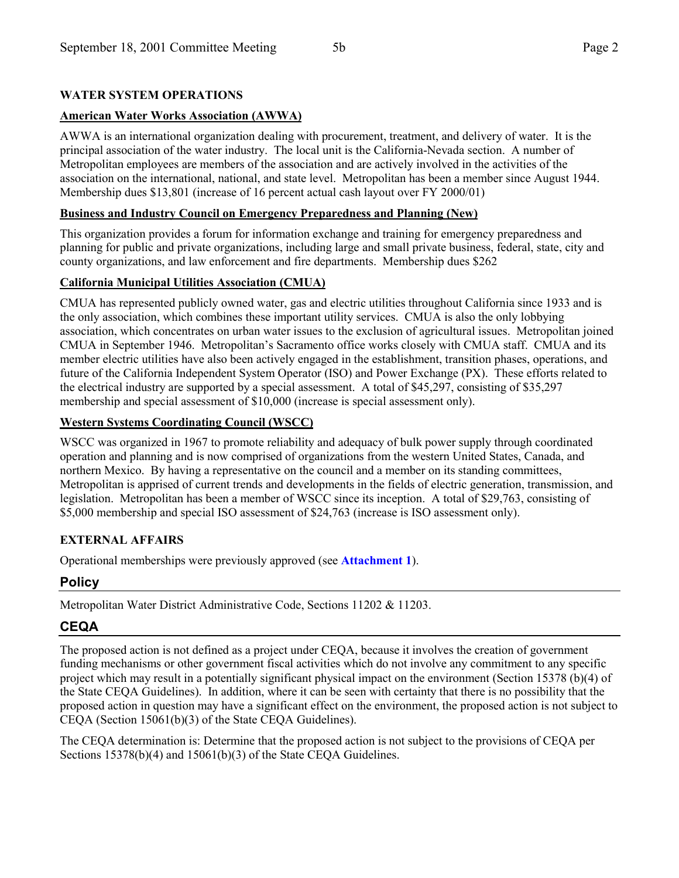**WATER SYSTEM OPERATIONS**

**American Water Works Association (AWWA)**

AWWA is an international organization dealing with procurement, treatment, and delivery of water. It is the principal association of the water industry. The local unit is the California-Nevada section. A number of Metropolitan employees are members of the association and are actively involved in the activities of the association on the international, national, and state level. Metropolitan has been a member since August 1944. Membership dues $13,801 (increase of 16 percent actual cash layout over FY 2000/01)

**Business and Industry Council on Emergency Preparedness and Planning (New)**

This organization provides a forum for information exchange and training for emergency preparedness and planning for public and private organizations, including large and small private business, federal, state, city and county organizations, and law enforcement and fire departments. Membership dues $262

**California Municipal Utilities Association (CMUA)**

CMUA has represented publicly owned water, gas and electric utilities throughout California since 1933 and is the only association, which combines these important utility services. CMUA is also the only lobbying association, which concentrates on urban water issues to the exclusion of agricultural issues. Metropolitan joined CMUA in September 1946. Metropolitan's Sacramento office works closely with CMUA staff. CMUA and its member electric utilities have also been actively engaged in the establishment, transition phases, operations, and future of the California Independent System Operator (ISO) and Power Exchange (PX). These efforts related to the electrical industry are supported by a special assessment. A total of $45,297, consisting of $35,297 membership and special assessment of $10,000 (increase is special assessment only).

**Western Systems Coordinating Council (WSCC)**

WSCC was organized in 1967 to promote reliability and adequacy of bulk power supply through coordinated operation and planning and is now comprised of organizations from the western United States, Canada, and northern Mexico. By having a representative on the council and a member on its standing committees, Metropolitan is apprised of current trends and developments in the fields of electric generation, transmission, and legislation. Metropolitan has been a member of WSCC since its inception. A total of $29,763, consisting of $5,000 membership and special ISO assessment of $24,763 (increase is ISO assessment only).

**EXTERNAL AFFAIRS**

Operational memberships were previously approved (see **Attachment 1**).

## Policy

Metropolitan Water District Administrative Code, Sections 11202 & 11203.

## CEQA

The proposed action is not defined as a project under CEQA, because it involves the creation of government funding mechanisms or other government fiscal activities which do not involve any commitment to any specific project which may result in a potentially significant physical impact on the environment (Section 15378 (b)(4) of the State CEQA Guidelines). In addition, where it can be seen with certainty that there is no possibility that the proposed action in question may have a significant effect on the environment, the proposed action is not subject to CEQA (Section 15061(b)(3) of the State CEQA Guidelines).

The CEQA determination is: Determine that the proposed action is not subject to the provisions of CEQA per Sections 15378(b)(4) and 15061(b)(3) of the State CEQA Guidelines.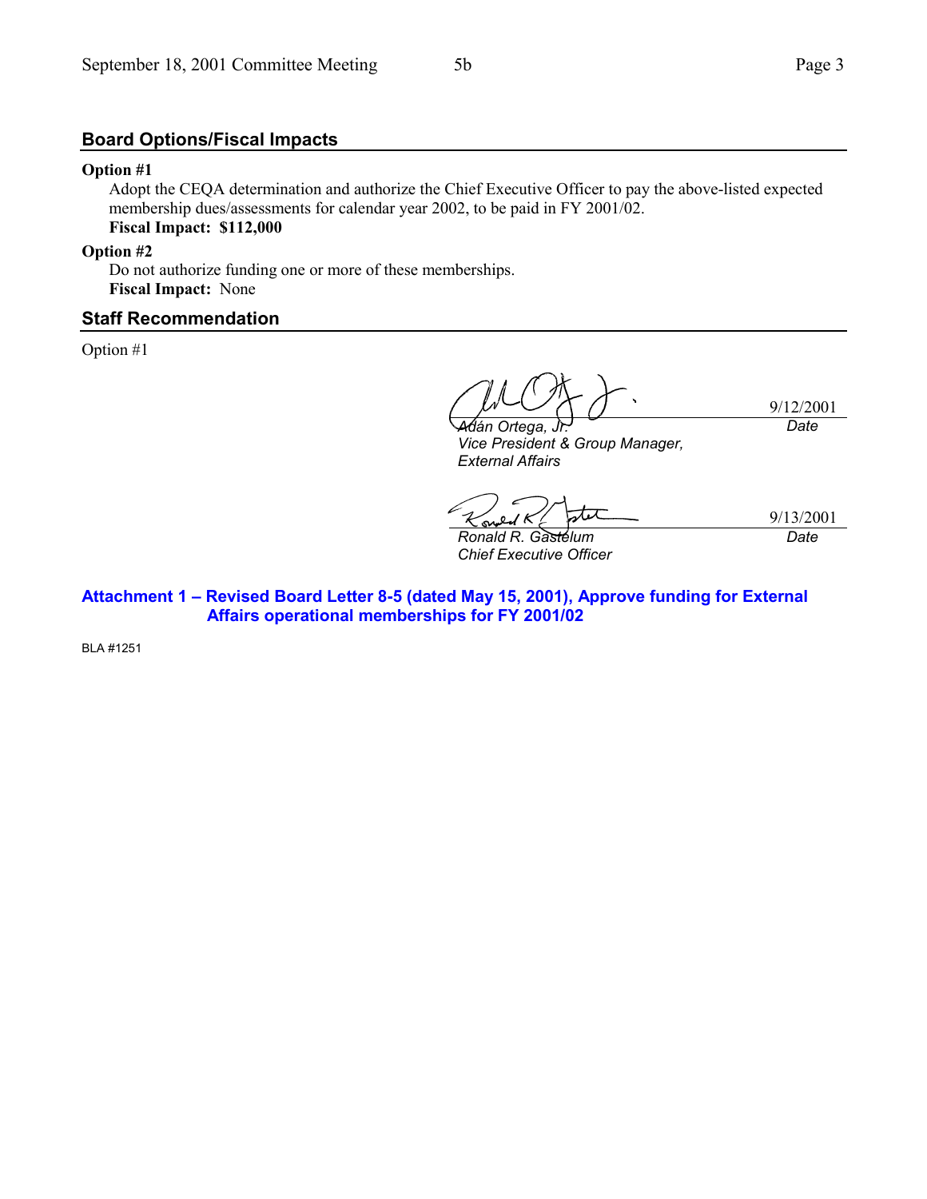## Board Options/Fiscal Impacts

**Option #1**

Adopt the CEQA determination and authorize the Chief Executive Officer to pay the above-listed expected membership dues/assessments for calendar year 2002, to be paid in FY 2001/02.

**Fiscal Impact: $112,000**

**Option #2**

Do not authorize funding one or more of these memberships.

**Fiscal Impact:** None

## Staff Recommendation

Option #1

| | |
|---|---|
| *Adán Ortega, Jr.* | 9/12/2001 |
| *Vice President & Group Manager, External Affairs* | *Date* |

| | |
|---|---|
| *Ronald R. Gastelum* | 9/13/2001 |
| *Chief Executive Officer* | *Date* |

**Attachment 1 – Revised Board Letter 8-5 (dated May 15, 2001), Approve funding for External Affairs operational memberships for FY 2001/02**

BLA #1251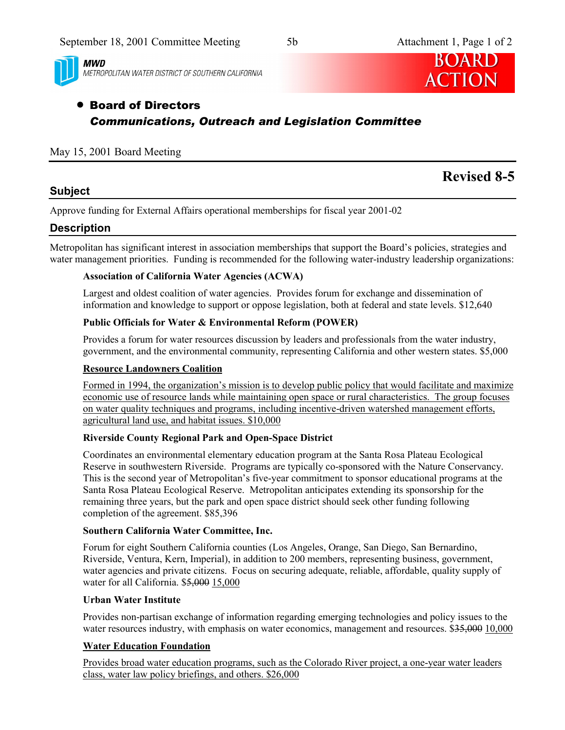MWD
METROPOLITAN WATER DISTRICT OF SOUTHERN CALIFORNIA

**BOARD ACTION**

- **Board of Directors**
  ***Communications, Outreach and Legislation Committee***

May 15, 2001 Board Meeting

## Revised 8-5

## Subject

Approve funding for External Affairs operational memberships for fiscal year 2001-02

## Description

Metropolitan has significant interest in association memberships that support the Board's policies, strategies and water management priorities. Funding is recommended for the following water-industry leadership organizations:

**Association of California Water Agencies (ACWA)**

Largest and oldest coalition of water agencies. Provides forum for exchange and dissemination of information and knowledge to support or oppose legislation, both at federal and state levels. $12,640

**Public Officials for Water & Environmental Reform (POWER)**

Provides a forum for water resources discussion by leaders and professionals from the water industry, government, and the environmental community, representing California and other western states. $5,000

<u>**Resource Landowners Coalition**</u>

<u>Formed in 1994, the organization's mission is to develop public policy that would facilitate and maximize economic use of resource lands while maintaining open space or rural characteristics. The group focuses on water quality techniques and programs, including incentive-driven watershed management efforts, agricultural land use, and habitat issues. $10,000</u>

**Riverside County Regional Park and Open-Space District**

Coordinates an environmental elementary education program at the Santa Rosa Plateau Ecological Reserve in southwestern Riverside. Programs are typically co-sponsored with the Nature Conservancy. This is the second year of Metropolitan's five-year commitment to sponsor educational programs at the Santa Rosa Plateau Ecological Reserve. Metropolitan anticipates extending its sponsorship for the remaining three years, but the park and open space district should seek other funding following completion of the agreement. $85,396

**Southern California Water Committee, Inc.**

Forum for eight Southern California counties (Los Angeles, Orange, San Diego, San Bernardino, Riverside, Ventura, Kern, Imperial), in addition to 200 members, representing business, government, water agencies and private citizens. Focus on securing adequate, reliable, affordable, quality supply of water for all California. $~~5,000~~ <u>15,000</u>

**Urban Water Institute**

Provides non-partisan exchange of information regarding emerging technologies and policy issues to the water resources industry, with emphasis on water economics, management and resources. $~~35,000~~ <u>10,000</u>

<u>**Water Education Foundation**</u>

<u>Provides broad water education programs, such as the Colorado River project, a one-year water leaders class, water law policy briefings, and others. $26,000</u>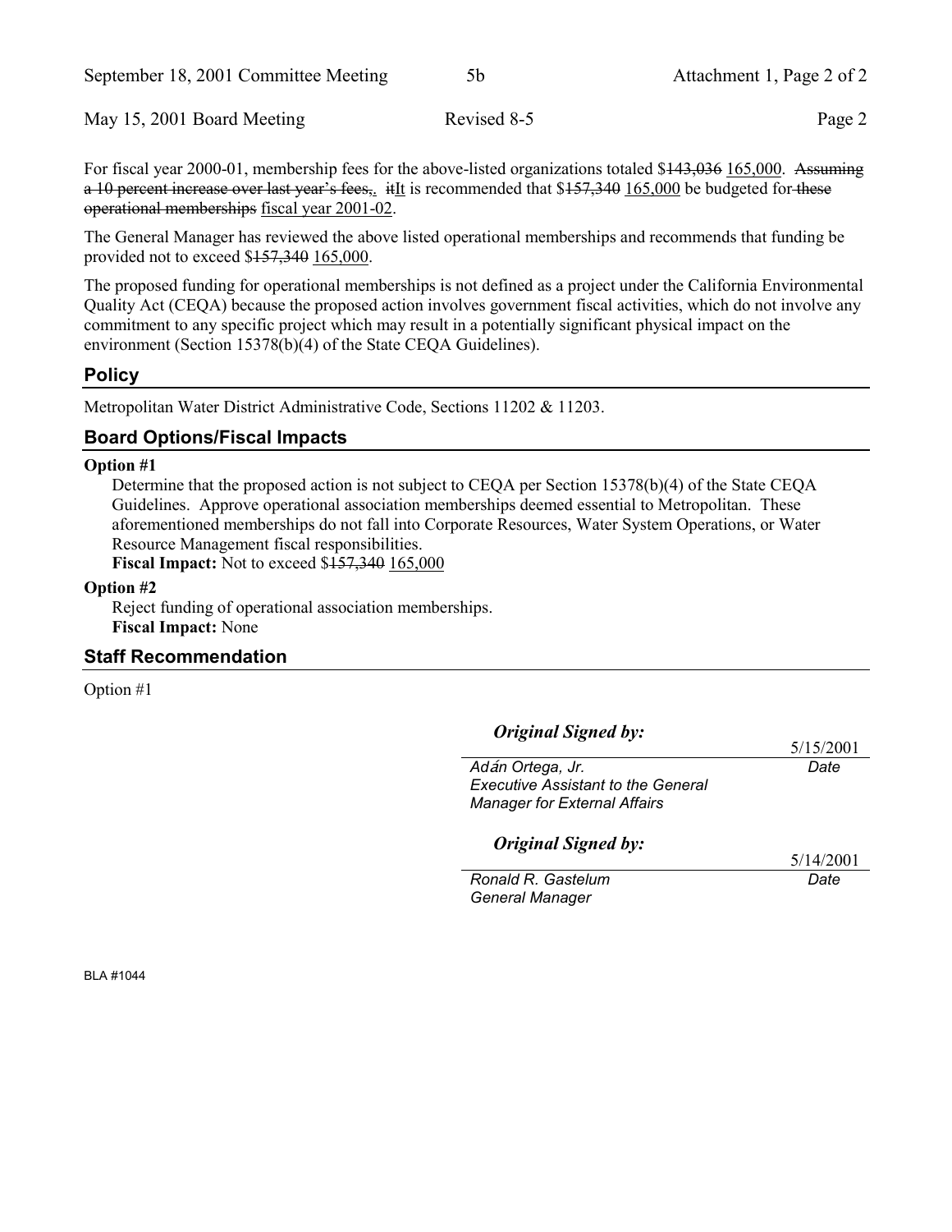For fiscal year 2000-01, membership fees for the above-listed organizations totaled $~~143,036~~ 165,000. ~~Assuming a 10 percent increase over last year's fees,.~~ ~~it~~It is recommended that $~~157,340~~ 165,000 be budgeted for ~~these operational memberships~~ fiscal year 2001-02.

The General Manager has reviewed the above listed operational memberships and recommends that funding be provided not to exceed $~~157,340~~ 165,000.

The proposed funding for operational memberships is not defined as a project under the California Environmental Quality Act (CEQA) because the proposed action involves government fiscal activities, which do not involve any commitment to any specific project which may result in a potentially significant physical impact on the environment (Section 15378(b)(4) of the State CEQA Guidelines).

## Policy

Metropolitan Water District Administrative Code, Sections 11202 & 11203.

## Board Options/Fiscal Impacts

**Option #1**

Determine that the proposed action is not subject to CEQA per Section 15378(b)(4) of the State CEQA Guidelines. Approve operational association memberships deemed essential to Metropolitan. These aforementioned memberships do not fall into Corporate Resources, Water System Operations, or Water Resource Management fiscal responsibilities.
**Fiscal Impact:** Not to exceed $~~157,340~~ 165,000

**Option #2**

Reject funding of operational association memberships.
**Fiscal Impact:** None

## Staff Recommendation

Option #1

***Original Signed by:***

5/15/2001

*Adán Ortega, Jr.* — *Date*
*Executive Assistant to the General Manager for External Affairs*

***Original Signed by:***

5/14/2001

*Ronald R. Gastelum* — *Date*
*General Manager*

BLA #1044